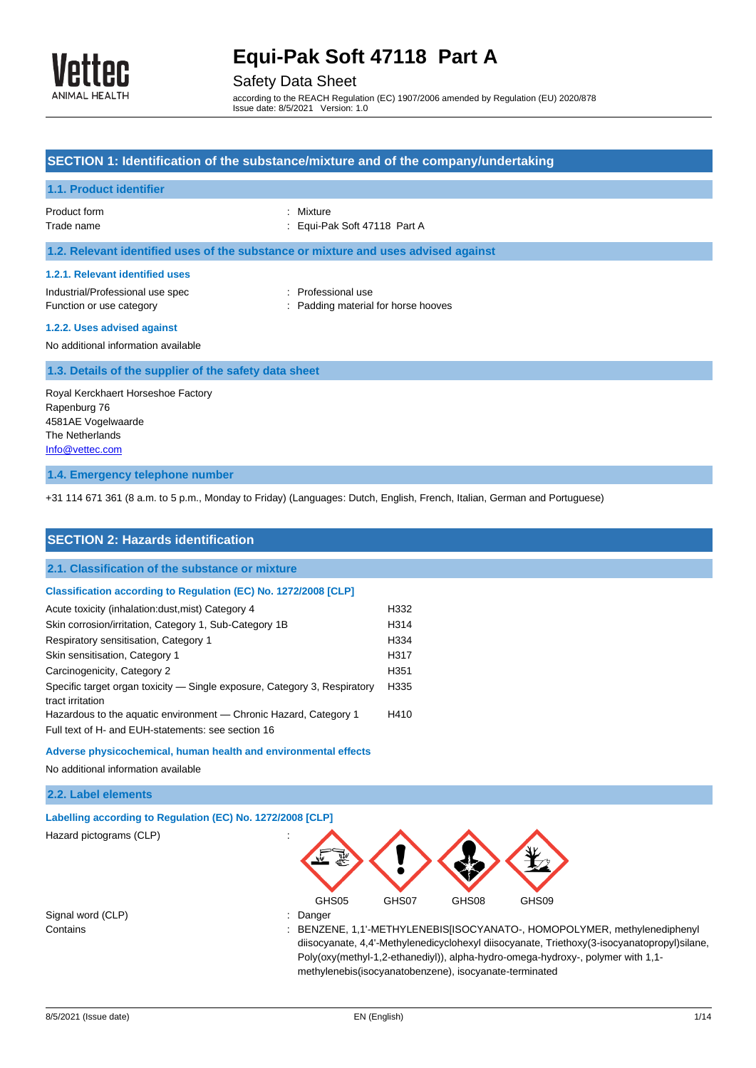# Equi-Pak Soft 47118 Part A

Safety Data Sheet

according to the REACH Regulation (EC) 1907/2006 amended by Regulation (EU) 2020/878
Issue date: 8/5/2021 Version: 1.0

## SECTION 1: Identification of the substance/mixture and of the company/undertaking

### 1.1. Product identifier

Product form : Mixture

Trade name : Equi-Pak Soft 47118 Part A

### 1.2. Relevant identified uses of the substance or mixture and uses advised against

#### 1.2.1. Relevant identified uses

Industrial/Professional use spec : Professional use

Function or use category : Padding material for horse hooves

#### 1.2.2. Uses advised against

No additional information available

### 1.3. Details of the supplier of the safety data sheet

Royal Kerckhaert Horseshoe Factory
Rapenburg 76
4581AE Vogelwaarde
The Netherlands
Info@vettec.com

### 1.4. Emergency telephone number

+31 114 671 361 (8 a.m. to 5 p.m., Monday to Friday) (Languages: Dutch, English, French, Italian, German and Portuguese)

## SECTION 2: Hazards identification

### 2.1. Classification of the substance or mixture

#### Classification according to Regulation (EC) No. 1272/2008 [CLP]

| Classification | H-statement |
|---|---|
| Acute toxicity (inhalation:dust,mist) Category 4 | H332 |
| Skin corrosion/irritation, Category 1, Sub-Category 1B | H314 |
| Respiratory sensitisation, Category 1 | H334 |
| Skin sensitisation, Category 1 | H317 |
| Carcinogenicity, Category 2 | H351 |
| Specific target organ toxicity — Single exposure, Category 3, Respiratory tract irritation | H335 |
| Hazardous to the aquatic environment — Chronic Hazard, Category 1 | H410 |

Full text of H- and EUH-statements: see section 16

#### Adverse physicochemical, human health and environmental effects

No additional information available

### 2.2. Label elements

#### Labelling according to Regulation (EC) No. 1272/2008 [CLP]

Hazard pictograms (CLP) : GHS05 GHS07 GHS08 GHS09

Signal word (CLP) : Danger

Contains : BENZENE, 1,1'-METHYLENEBIS[ISOCYANATO-, HOMOPOLYMER, methylenediphenyl diisocyanate, 4,4'-Methylenedicyclohexyl diisocyanate, Triethoxy(3-isocyanatopropyl)silane, Poly(oxy(methyl-1,2-ethanediyl)), alpha-hydro-omega-hydroxy-, polymer with 1,1-methylenebis(isocyanatobenzene), isocyanate-terminated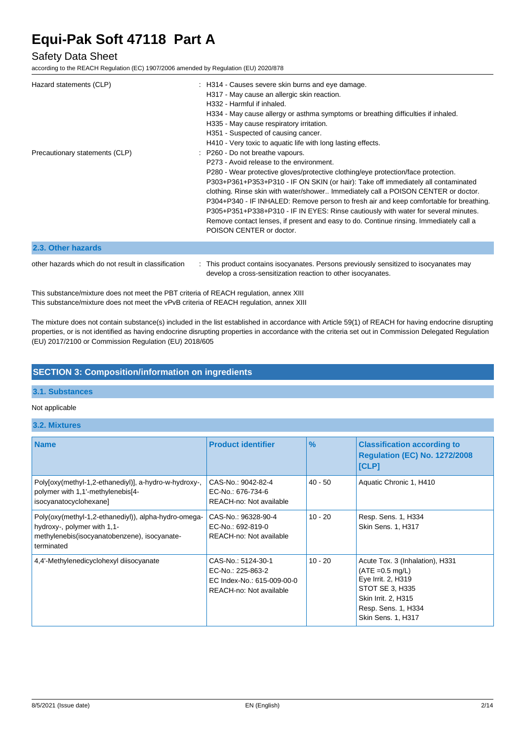| | |
|---|---|
| Hazard statements (CLP) | : H314 - Causes severe skin burns and eye damage.<br>H317 - May cause an allergic skin reaction.<br>H332 - Harmful if inhaled.<br>H334 - May cause allergy or asthma symptoms or breathing difficulties if inhaled.<br>H335 - May cause respiratory irritation.<br>H351 - Suspected of causing cancer.<br>H410 - Very toxic to aquatic life with long lasting effects. |
| Precautionary statements (CLP) | : P260 - Do not breathe vapours.<br>P273 - Avoid release to the environment.<br>P280 - Wear protective gloves/protective clothing/eye protection/face protection.<br>P303+P361+P353+P310 - IF ON SKIN (or hair): Take off immediately all contaminated clothing. Rinse skin with water/shower.. Immediately call a POISON CENTER or doctor.<br>P304+P340 - IF INHALED: Remove person to fresh air and keep comfortable for breathing.<br>P305+P351+P338+P310 - IF IN EYES: Rinse cautiously with water for several minutes. Remove contact lenses, if present and easy to do. Continue rinsing. Immediately call a POISON CENTER or doctor. |

### 2.3. Other hazards

other hazards which do not result in classification : This product contains isocyanates. Persons previously sensitized to isocyanates may develop a cross-sensitization reaction to other isocyanates.

This substance/mixture does not meet the PBT criteria of REACH regulation, annex XIII
This substance/mixture does not meet the vPvB criteria of REACH regulation, annex XIII

The mixture does not contain substance(s) included in the list established in accordance with Article 59(1) of REACH for having endocrine disrupting properties, or is not identified as having endocrine disrupting properties in accordance with the criteria set out in Commission Delegated Regulation (EU) 2017/2100 or Commission Regulation (EU) 2018/605

## SECTION 3: Composition/information on ingredients

### 3.1. Substances

Not applicable

### 3.2. Mixtures

| Name | Product identifier | % | Classification according to Regulation (EC) No. 1272/2008 [CLP] |
|---|---|---|---|
| Poly[oxy(methyl-1,2-ethanediyl)], a-hydro-w-hydroxy-, polymer with 1,1'-methylenebis[4-isocyanatocyclohexane] | CAS-No.: 9042-82-4<br>EC-No.: 676-734-6<br>REACH-no: Not available | 40 - 50 | Aquatic Chronic 1, H410 |
| Poly(oxy(methyl-1,2-ethanediyl)), alpha-hydro-omega-hydroxy-, polymer with 1,1-methylenebis(isocyanatobenzene), isocyanate-terminated | CAS-No.: 96328-90-4<br>EC-No.: 692-819-0<br>REACH-no: Not available | 10 - 20 | Resp. Sens. 1, H334<br>Skin Sens. 1, H317 |
| 4,4'-Methylenedicyclohexyl diisocyanate | CAS-No.: 5124-30-1<br>EC-No.: 225-863-2<br>EC Index-No.: 615-009-00-0<br>REACH-no: Not available | 10 - 20 | Acute Tox. 3 (Inhalation), H331 (ATE =0.5 mg/L)<br>Eye Irrit. 2, H319<br>STOT SE 3, H335<br>Skin Irrit. 2, H315<br>Resp. Sens. 1, H334<br>Skin Sens. 1, H317 |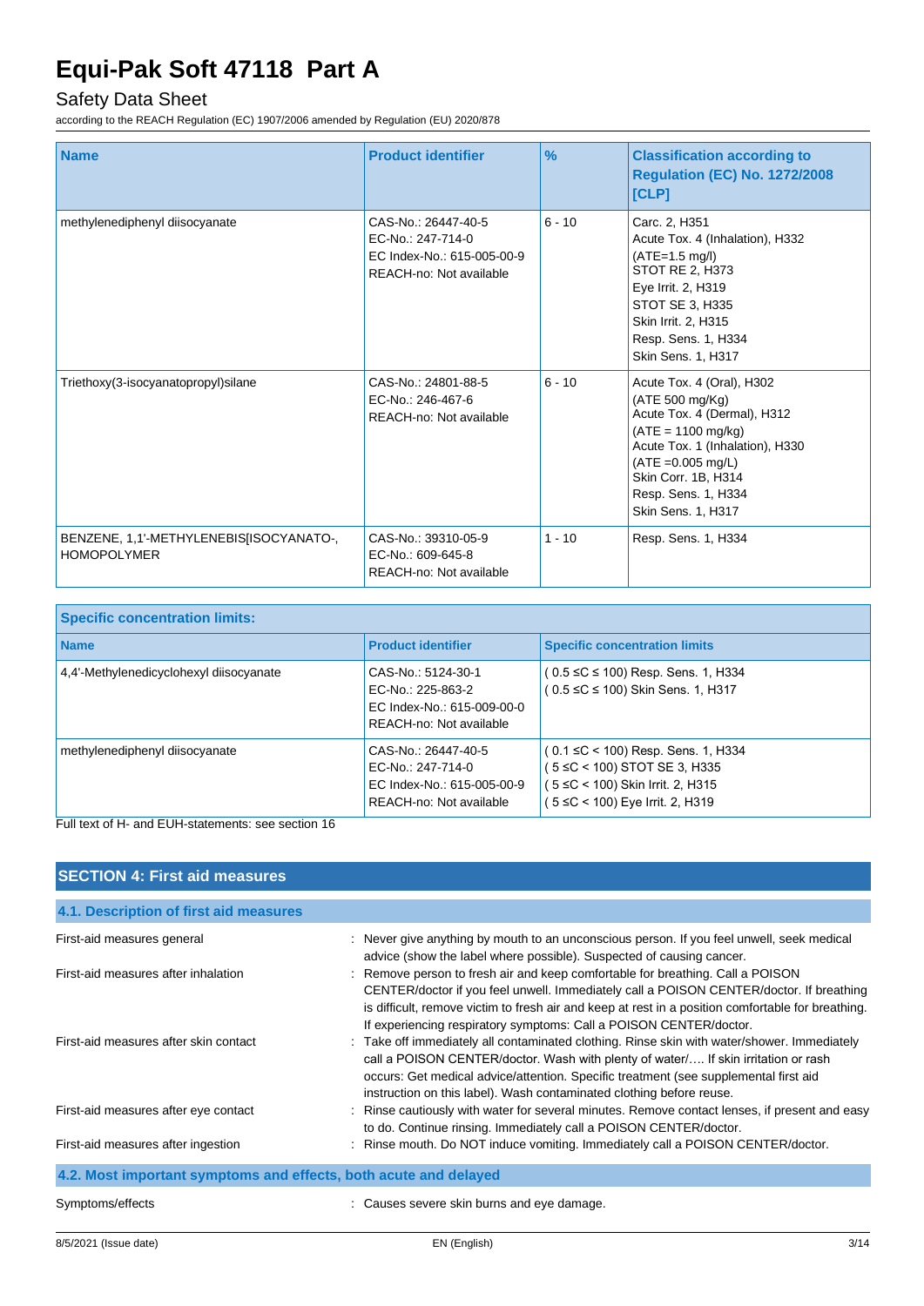# Equi-Pak Soft 47118 Part A

## Safety Data Sheet

according to the REACH Regulation (EC) 1907/2006 amended by Regulation (EU) 2020/878

| Name | Product identifier | % | Classification according to Regulation (EC) No. 1272/2008 [CLP] |
|---|---|---|---|
| methylenediphenyl diisocyanate | CAS-No.: 26447-40-5<br>EC-No.: 247-714-0<br>EC Index-No.: 615-005-00-9<br>REACH-no: Not available | 6 - 10 | Carc. 2, H351<br>Acute Tox. 4 (Inhalation), H332<br>(ATE=1.5 mg/l)<br>STOT RE 2, H373<br>Eye Irrit. 2, H319<br>STOT SE 3, H335<br>Skin Irrit. 2, H315<br>Resp. Sens. 1, H334<br>Skin Sens. 1, H317 |
| Triethoxy(3-isocyanatopropyl)silane | CAS-No.: 24801-88-5<br>EC-No.: 246-467-6<br>REACH-no: Not available | 6 - 10 | Acute Tox. 4 (Oral), H302<br>(ATE 500 mg/Kg)<br>Acute Tox. 4 (Dermal), H312<br>(ATE = 1100 mg/kg)<br>Acute Tox. 1 (Inhalation), H330<br>(ATE =0.005 mg/L)<br>Skin Corr. 1B, H314<br>Resp. Sens. 1, H334<br>Skin Sens. 1, H317 |
| BENZENE, 1,1'-METHYLENEBIS[ISOCYANATO-, HOMOPOLYMER | CAS-No.: 39310-05-9<br>EC-No.: 609-645-8<br>REACH-no: Not available | 1 - 10 | Resp. Sens. 1, H334 |

| Specific concentration limits: | | |
|---|---|---|
| **Name** | **Product identifier** | **Specific concentration limits** |
| 4,4'-Methylenedicyclohexyl diisocyanate | CAS-No.: 5124-30-1<br>EC-No.: 225-863-2<br>EC Index-No.: 615-009-00-0<br>REACH-no: Not available | ( 0.5 ≤C ≤ 100) Resp. Sens. 1, H334<br>( 0.5 ≤C ≤ 100) Skin Sens. 1, H317 |
| methylenediphenyl diisocyanate | CAS-No.: 26447-40-5<br>EC-No.: 247-714-0<br>EC Index-No.: 615-005-00-9<br>REACH-no: Not available | ( 0.1 ≤C < 100) Resp. Sens. 1, H334<br>( 5 ≤C < 100) STOT SE 3, H335<br>( 5 ≤C < 100) Skin Irrit. 2, H315<br>( 5 ≤C < 100) Eye Irrit. 2, H319 |

Full text of H- and EUH-statements: see section 16

## SECTION 4: First aid measures

### 4.1. Description of first aid measures

First-aid measures general : Never give anything by mouth to an unconscious person. If you feel unwell, seek medical advice (show the label where possible). Suspected of causing cancer.

First-aid measures after inhalation : Remove person to fresh air and keep comfortable for breathing. Call a POISON CENTER/doctor if you feel unwell. Immediately call a POISON CENTER/doctor. If breathing is difficult, remove victim to fresh air and keep at rest in a position comfortable for breathing. If experiencing respiratory symptoms: Call a POISON CENTER/doctor.

First-aid measures after skin contact : Take off immediately all contaminated clothing. Rinse skin with water/shower. Immediately call a POISON CENTER/doctor. Wash with plenty of water/…. If skin irritation or rash occurs: Get medical advice/attention. Specific treatment (see supplemental first aid instruction on this label). Wash contaminated clothing before reuse.

First-aid measures after eye contact : Rinse cautiously with water for several minutes. Remove contact lenses, if present and easy to do. Continue rinsing. Immediately call a POISON CENTER/doctor.

First-aid measures after ingestion : Rinse mouth. Do NOT induce vomiting. Immediately call a POISON CENTER/doctor.

### 4.2. Most important symptoms and effects, both acute and delayed

Symptoms/effects : Causes severe skin burns and eye damage.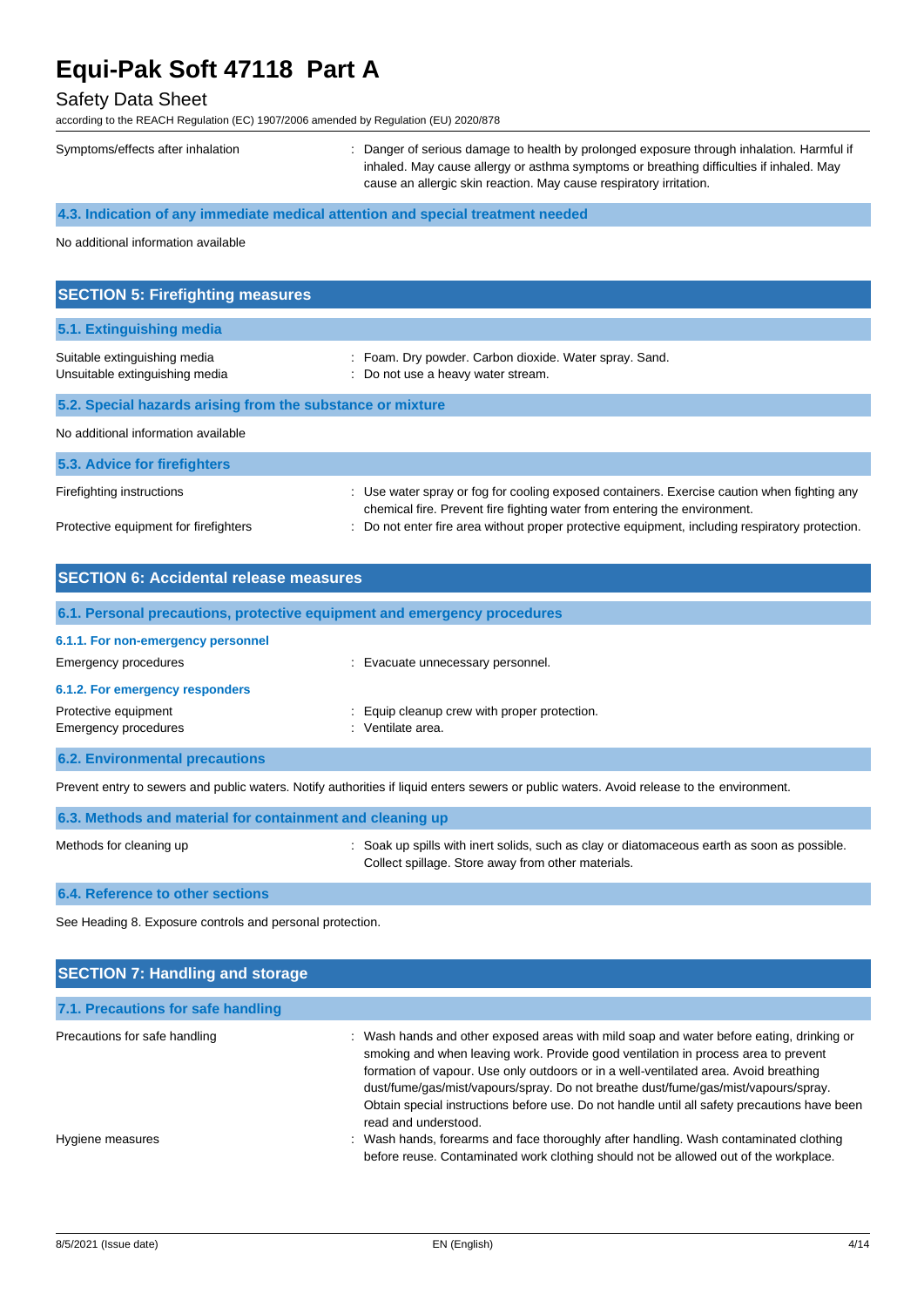| | |
|---|---|
| Symptoms/effects after inhalation | : Danger of serious damage to health by prolonged exposure through inhalation. Harmful if inhaled. May cause allergy or asthma symptoms or breathing difficulties if inhaled. May cause an allergic skin reaction. May cause respiratory irritation. |

### 4.3. Indication of any immediate medical attention and special treatment needed

No additional information available

## SECTION 5: Firefighting measures

### 5.1. Extinguishing media

| | |
|---|---|
| Suitable extinguishing media | : Foam. Dry powder. Carbon dioxide. Water spray. Sand. |
| Unsuitable extinguishing media | : Do not use a heavy water stream. |

### 5.2. Special hazards arising from the substance or mixture

No additional information available

### 5.3. Advice for firefighters

| | |
|---|---|
| Firefighting instructions | : Use water spray or fog for cooling exposed containers. Exercise caution when fighting any chemical fire. Prevent fire fighting water from entering the environment. |
| Protective equipment for firefighters | : Do not enter fire area without proper protective equipment, including respiratory protection. |

## SECTION 6: Accidental release measures

### 6.1. Personal precautions, protective equipment and emergency procedures

#### 6.1.1. For non-emergency personnel

| | |
|---|---|
| Emergency procedures | : Evacuate unnecessary personnel. |

#### 6.1.2. For emergency responders

| | |
|---|---|
| Protective equipment | : Equip cleanup crew with proper protection. |
| Emergency procedures | : Ventilate area. |

### 6.2. Environmental precautions

Prevent entry to sewers and public waters. Notify authorities if liquid enters sewers or public waters. Avoid release to the environment.

### 6.3. Methods and material for containment and cleaning up

| | |
|---|---|
| Methods for cleaning up | : Soak up spills with inert solids, such as clay or diatomaceous earth as soon as possible. Collect spillage. Store away from other materials. |

### 6.4. Reference to other sections

See Heading 8. Exposure controls and personal protection.

## SECTION 7: Handling and storage

### 7.1. Precautions for safe handling

| | |
|---|---|
| Precautions for safe handling | : Wash hands and other exposed areas with mild soap and water before eating, drinking or smoking and when leaving work. Provide good ventilation in process area to prevent formation of vapour. Use only outdoors or in a well-ventilated area. Avoid breathing dust/fume/gas/mist/vapours/spray. Do not breathe dust/fume/gas/mist/vapours/spray. Obtain special instructions before use. Do not handle until all safety precautions have been read and understood. |
| Hygiene measures | : Wash hands, forearms and face thoroughly after handling. Wash contaminated clothing before reuse. Contaminated work clothing should not be allowed out of the workplace. |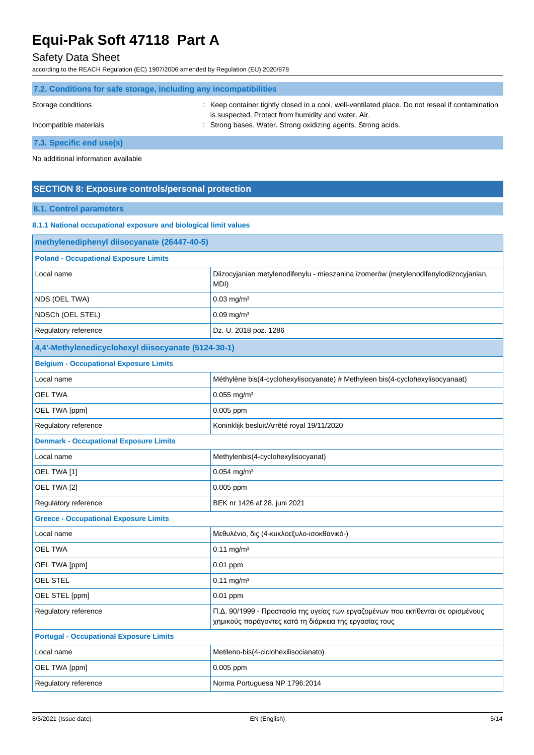### 7.2. Conditions for safe storage, including any incompatibilities

Storage conditions : Keep container tightly closed in a cool, well-ventilated place. Do not reseal if contamination is suspected. Protect from humidity and water. Air.

Incompatible materials : Strong bases. Water. Strong oxidizing agents. Strong acids.

### 7.3. Specific end use(s)

No additional information available

## SECTION 8: Exposure controls/personal protection

### 8.1. Control parameters

#### 8.1.1 National occupational exposure and biological limit values

| methylenediphenyl diisocyanate (26447-40-5) | |
|---|---|
| **Poland - Occupational Exposure Limits** | |
| Local name | Diizocyjanian metylenodifenylu - mieszanina izomerów (metylenodifenylodiizocyjanian, MDI) |
| NDS (OEL TWA) | 0.03 mg/m³ |
| NDSCh (OEL STEL) | 0.09 mg/m³ |
| Regulatory reference | Dz. U. 2018 poz. 1286 |
| **4,4'-Methylenedicyclohexyl diisocyanate (5124-30-1)** | |
| **Belgium - Occupational Exposure Limits** | |
| Local name | Méthylène bis(4-cyclohexylisocyanate) # Methyleen bis(4-cyclohexylisocyanaat) |
| OEL TWA | 0.055 mg/m³ |
| OEL TWA [ppm] | 0.005 ppm |
| Regulatory reference | Koninklijk besluit/Arrêté royal 19/11/2020 |
| **Denmark - Occupational Exposure Limits** | |
| Local name | Methylenbis(4-cyclohexylisocyanat) |
| OEL TWA [1] | 0.054 mg/m³ |
| OEL TWA [2] | 0.005 ppm |
| Regulatory reference | BEK nr 1426 af 28. juni 2021 |
| **Greece - Occupational Exposure Limits** | |
| Local name | Μεθυλένιο, δις (4-κυκλοεξυλο-ισοκθανικό-) |
| OEL TWA | 0.11 mg/m³ |
| OEL TWA [ppm] | 0.01 ppm |
| OEL STEL | 0.11 mg/m³ |
| OEL STEL [ppm] | 0.01 ppm |
| Regulatory reference | Π.Δ. 90/1999 - Προστασία της υγείας των εργαζομένων που εκτίθενται σε ορισμένους χημικούς παράγοντες κατά τη διάρκεια της εργασίας τους |
| **Portugal - Occupational Exposure Limits** | |
| Local name | Metileno-bis(4-ciclohexilisocianato) |
| OEL TWA [ppm] | 0.005 ppm |
| Regulatory reference | Norma Portuguesa NP 1796:2014 |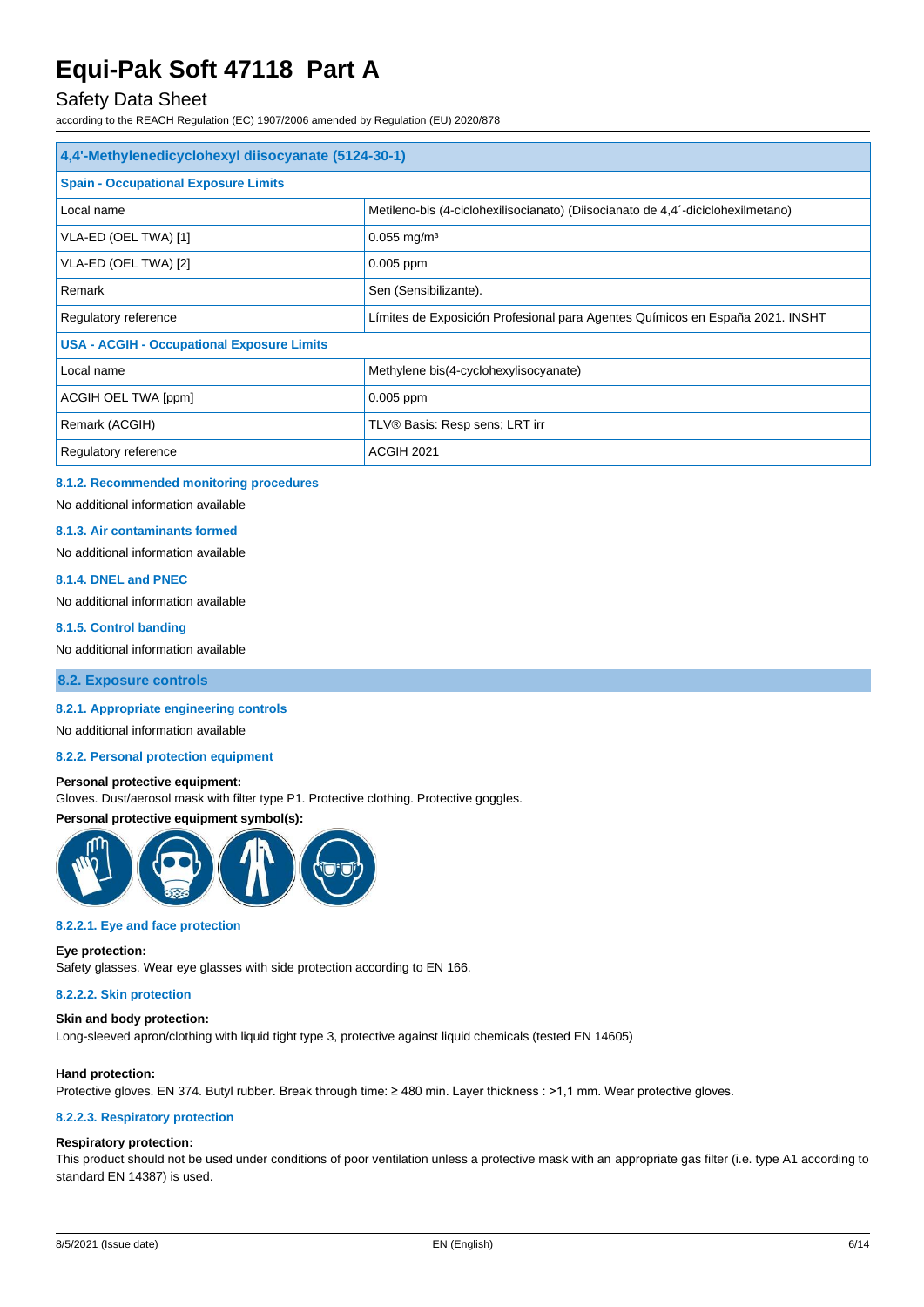| 4,4'-Methylenedicyclohexyl diisocyanate (5124-30-1) | |
|---|---|
| **Spain - Occupational Exposure Limits** | |
| Local name | Metileno-bis (4-ciclohexilisocianato) (Diisocianato de 4,4´-diciclohexilmetano) |
| VLA-ED (OEL TWA) [1] | 0.055 mg/m³ |
| VLA-ED (OEL TWA) [2] | 0.005 ppm |
| Remark | Sen (Sensibilizante). |
| Regulatory reference | Límites de Exposición Profesional para Agentes Químicos en España 2021. INSHT |
| **USA - ACGIH - Occupational Exposure Limits** | |
| Local name | Methylene bis(4-cyclohexylisocyanate) |
| ACGIH OEL TWA [ppm] | 0.005 ppm |
| Remark (ACGIH) | TLV® Basis: Resp sens; LRT irr |
| Regulatory reference | ACGIH 2021 |

#### 8.1.2. Recommended monitoring procedures

No additional information available

#### 8.1.3. Air contaminants formed

No additional information available

#### 8.1.4. DNEL and PNEC

No additional information available

#### 8.1.5. Control banding

No additional information available

### 8.2. Exposure controls

#### 8.2.1. Appropriate engineering controls

No additional information available

#### 8.2.2. Personal protection equipment

**Personal protective equipment:**

Gloves. Dust/aerosol mask with filter type P1. Protective clothing. Protective goggles.

**Personal protective equipment symbol(s):**

#### 8.2.2.1. Eye and face protection

**Eye protection:**

Safety glasses. Wear eye glasses with side protection according to EN 166.

#### 8.2.2.2. Skin protection

**Skin and body protection:**

Long-sleeved apron/clothing with liquid tight type 3, protective against liquid chemicals (tested EN 14605)

**Hand protection:**

Protective gloves. EN 374. Butyl rubber. Break through time: ≥ 480 min. Layer thickness : >1,1 mm. Wear protective gloves.

#### 8.2.2.3. Respiratory protection

**Respiratory protection:**

This product should not be used under conditions of poor ventilation unless a protective mask with an appropriate gas filter (i.e. type A1 according to standard EN 14387) is used.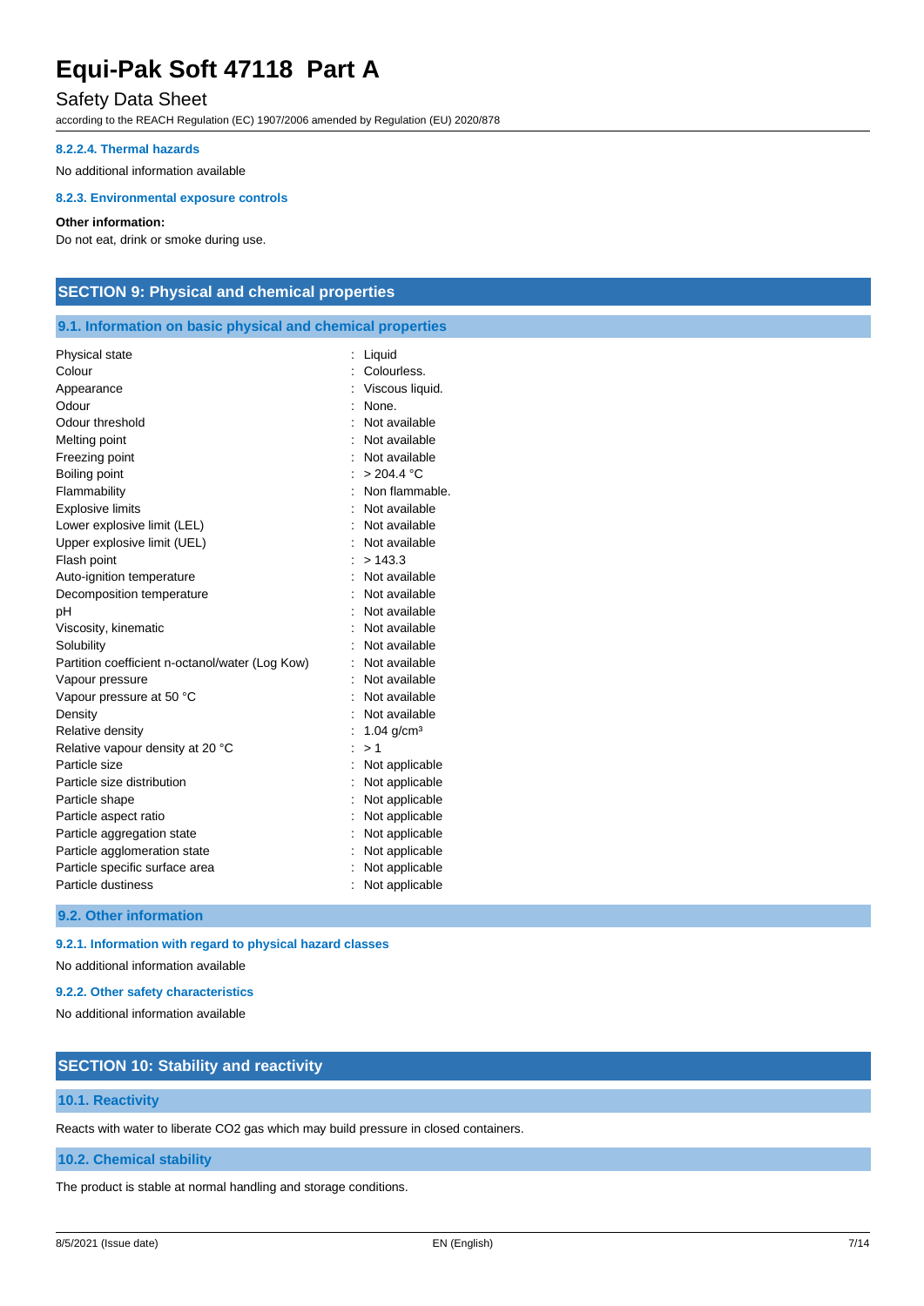#### 8.2.2.4. Thermal hazards

No additional information available

#### 8.2.3. Environmental exposure controls

**Other information:**

Do not eat, drink or smoke during use.

## SECTION 9: Physical and chemical properties

### 9.1. Information on basic physical and chemical properties

| Property | Value |
|---|---|
| Physical state | Liquid |
| Colour | Colourless. |
| Appearance | Viscous liquid. |
| Odour | None. |
| Odour threshold | Not available |
| Melting point | Not available |
| Freezing point | Not available |
| Boiling point | > 204.4 °C |
| Flammability | Non flammable. |
| Explosive limits | Not available |
| Lower explosive limit (LEL) | Not available |
| Upper explosive limit (UEL) | Not available |
| Flash point | > 143.3 |
| Auto-ignition temperature | Not available |
| Decomposition temperature | Not available |
| pH | Not available |
| Viscosity, kinematic | Not available |
| Solubility | Not available |
| Partition coefficient n-octanol/water (Log Kow) | Not available |
| Vapour pressure | Not available |
| Vapour pressure at 50 °C | Not available |
| Density | Not available |
| Relative density | 1.04 g/cm³ |
| Relative vapour density at 20 °C | > 1 |
| Particle size | Not applicable |
| Particle size distribution | Not applicable |
| Particle shape | Not applicable |
| Particle aspect ratio | Not applicable |
| Particle aggregation state | Not applicable |
| Particle agglomeration state | Not applicable |
| Particle specific surface area | Not applicable |
| Particle dustiness | Not applicable |

### 9.2. Other information

#### 9.2.1. Information with regard to physical hazard classes

No additional information available

#### 9.2.2. Other safety characteristics

No additional information available

## SECTION 10: Stability and reactivity

### 10.1. Reactivity

Reacts with water to liberate $CO_2$ gas which may build pressure in closed containers.

### 10.2. Chemical stability

The product is stable at normal handling and storage conditions.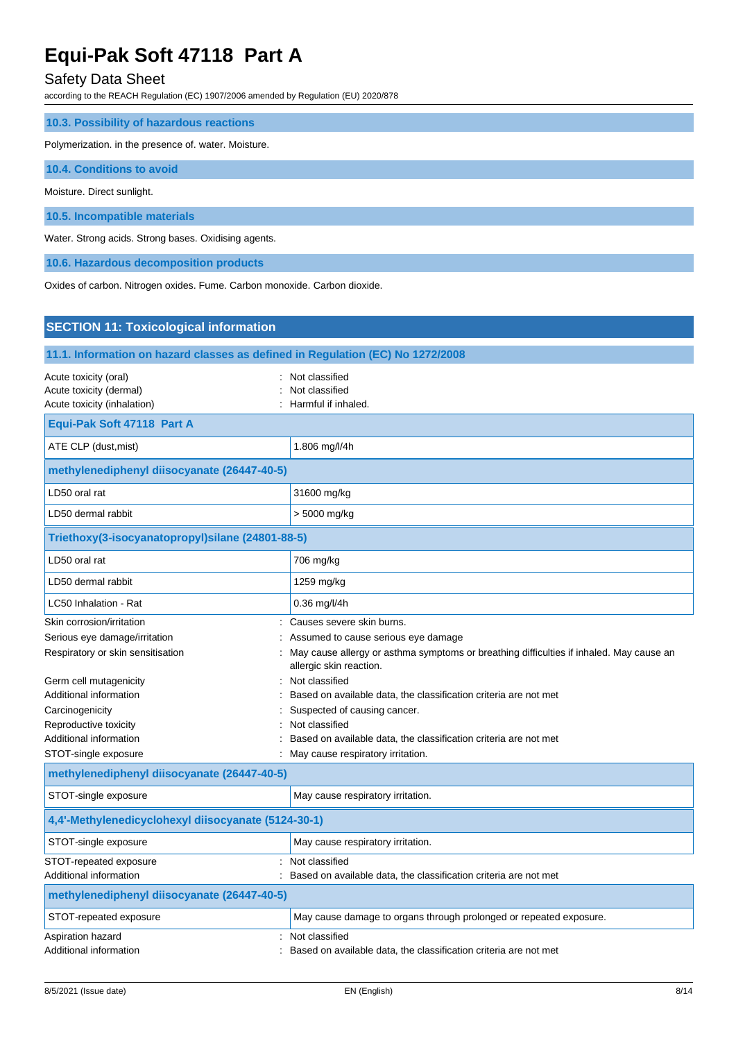### 10.3. Possibility of hazardous reactions

Polymerization. in the presence of. water. Moisture.

### 10.4. Conditions to avoid

Moisture. Direct sunlight.

### 10.5. Incompatible materials

Water. Strong acids. Strong bases. Oxidising agents.

### 10.6. Hazardous decomposition products

Oxides of carbon. Nitrogen oxides. Fume. Carbon monoxide. Carbon dioxide.

## SECTION 11: Toxicological information

### 11.1. Information on hazard classes as defined in Regulation (EC) No 1272/2008

Acute toxicity (oral) : Not classified
Acute toxicity (dermal) : Not classified
Acute toxicity (inhalation) : Harmful if inhaled.

| Equi-Pak Soft 47118 Part A | |
|---|---|
| ATE CLP (dust,mist) | 1.806 mg/l/4h |
| **methylenediphenyl diisocyanate (26447-40-5)** | |
| LD50 oral rat | 31600 mg/kg |
| LD50 dermal rabbit | > 5000 mg/kg |
| **Triethoxy(3-isocyanatopropyl)silane (24801-88-5)** | |
| LD50 oral rat | 706 mg/kg |
| LD50 dermal rabbit | 1259 mg/kg |
| LC50 Inhalation - Rat | 0.36 mg/l/4h |

Skin corrosion/irritation : Causes severe skin burns.
Serious eye damage/irritation : Assumed to cause serious eye damage
Respiratory or skin sensitisation : May cause allergy or asthma symptoms or breathing difficulties if inhaled. May cause an allergic skin reaction.
Germ cell mutagenicity : Not classified
Additional information : Based on available data, the classification criteria are not met
Carcinogenicity : Suspected of causing cancer.
Reproductive toxicity : Not classified
Additional information : Based on available data, the classification criteria are not met
STOT-single exposure : May cause respiratory irritation.

| methylenediphenyl diisocyanate (26447-40-5) | |
|---|---|
| STOT-single exposure | May cause respiratory irritation. |
| **4,4'-Methylenedicyclohexyl diisocyanate (5124-30-1)** | |
| STOT-single exposure | May cause respiratory irritation. |

STOT-repeated exposure : Not classified
Additional information : Based on available data, the classification criteria are not met

| methylenediphenyl diisocyanate (26447-40-5) | |
|---|---|
| STOT-repeated exposure | May cause damage to organs through prolonged or repeated exposure. |

Aspiration hazard : Not classified
Additional information : Based on available data, the classification criteria are not met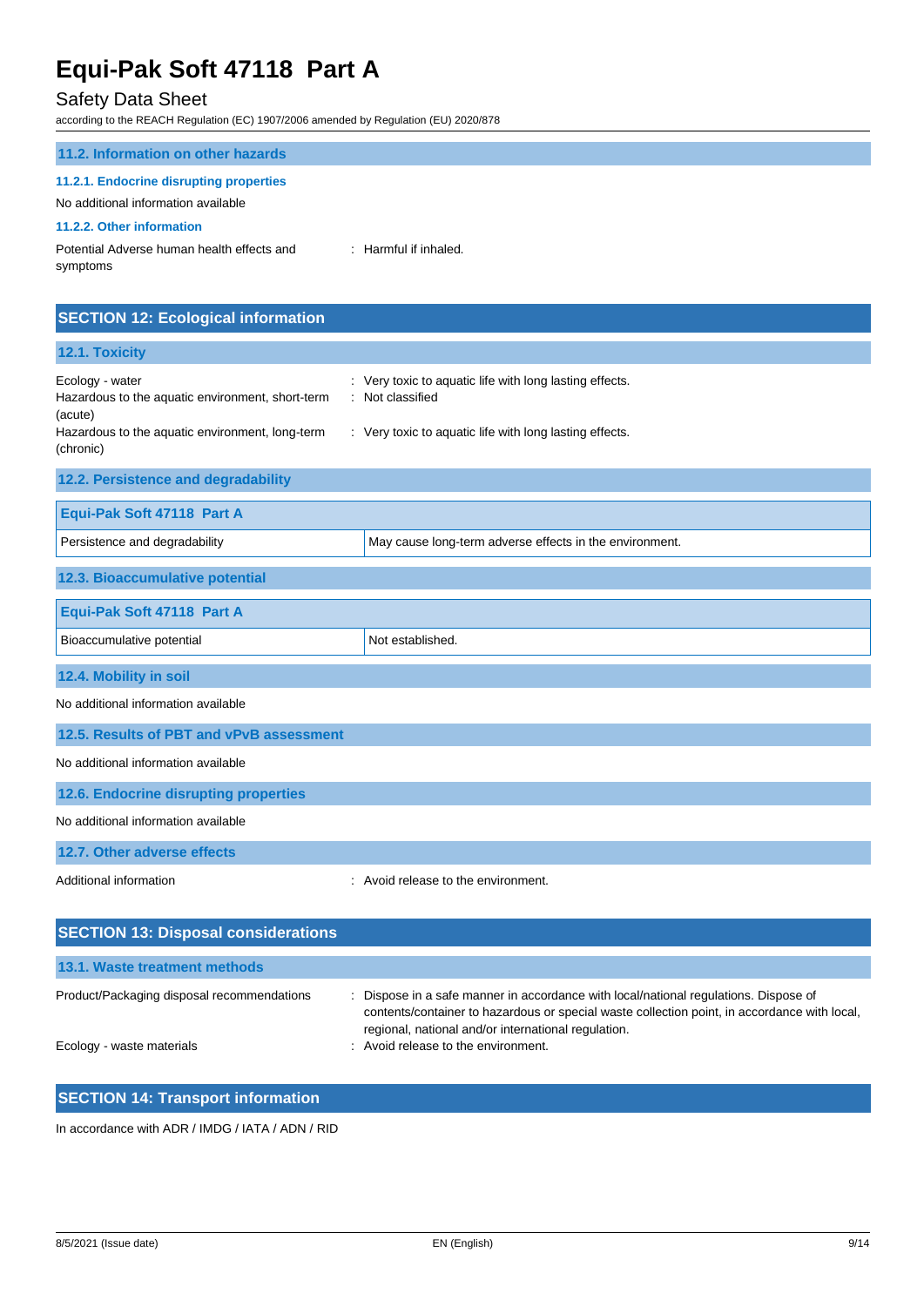### 11.2. Information on other hazards

#### 11.2.1. Endocrine disrupting properties

No additional information available

#### 11.2.2. Other information

Potential Adverse human health effects and symptoms : Harmful if inhaled.

## SECTION 12: Ecological information

### 12.1. Toxicity

Ecology - water : Very toxic to aquatic life with long lasting effects.

Hazardous to the aquatic environment, short-term (acute) : Not classified

Hazardous to the aquatic environment, long-term (chronic) : Very toxic to aquatic life with long lasting effects.

### 12.2. Persistence and degradability

| Equi-Pak Soft 47118 Part A | |
|---|---|
| Persistence and degradability | May cause long-term adverse effects in the environment. |

### 12.3. Bioaccumulative potential

| Equi-Pak Soft 47118 Part A | |
|---|---|
| Bioaccumulative potential | Not established. |

### 12.4. Mobility in soil

No additional information available

### 12.5. Results of PBT and vPvB assessment

No additional information available

### 12.6. Endocrine disrupting properties

No additional information available

### 12.7. Other adverse effects

Additional information : Avoid release to the environment.

## SECTION 13: Disposal considerations

### 13.1. Waste treatment methods

Product/Packaging disposal recommendations : Dispose in a safe manner in accordance with local/national regulations. Dispose of contents/container to hazardous or special waste collection point, in accordance with local, regional, national and/or international regulation.

Ecology - waste materials : Avoid release to the environment.

## SECTION 14: Transport information

In accordance with ADR / IMDG / IATA / ADN / RID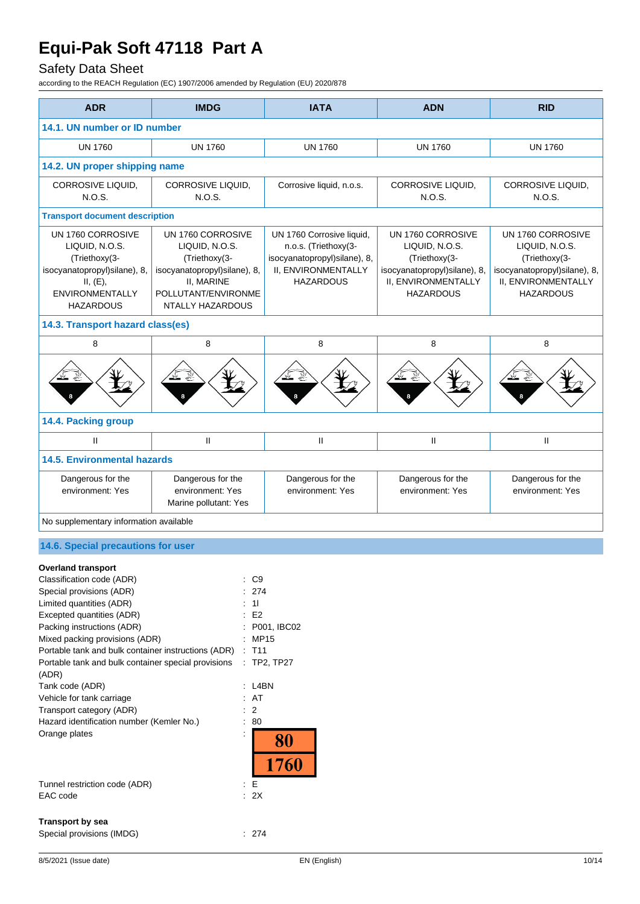| ADR | IMDG | IATA | ADN | RID |
|---|---|---|---|---|
| **14.1. UN number or ID number** | | | | |
| UN 1760 | UN 1760 | UN 1760 | UN 1760 | UN 1760 |
| **14.2. UN proper shipping name** | | | | |
| CORROSIVE LIQUID, N.O.S. | CORROSIVE LIQUID, N.O.S. | Corrosive liquid, n.o.s. | CORROSIVE LIQUID, N.O.S. | CORROSIVE LIQUID, N.O.S. |
| **Transport document description** | | | | |
| UN 1760 CORROSIVE LIQUID, N.O.S. (Triethoxy(3-isocyanatopropyl)silane), 8, II, (E), ENVIRONMENTALLY HAZARDOUS | UN 1760 CORROSIVE LIQUID, N.O.S. (Triethoxy(3-isocyanatopropyl)silane), 8, II, MARINE POLLUTANT/ENVIRONMENTALLY HAZARDOUS | UN 1760 Corrosive liquid, n.o.s. (Triethoxy(3-isocyanatopropyl)silane), 8, II, ENVIRONMENTALLY HAZARDOUS | UN 1760 CORROSIVE LIQUID, N.O.S. (Triethoxy(3-isocyanatopropyl)silane), 8, II, ENVIRONMENTALLY HAZARDOUS | UN 1760 CORROSIVE LIQUID, N.O.S. (Triethoxy(3-isocyanatopropyl)silane), 8, II, ENVIRONMENTALLY HAZARDOUS |
| **14.3. Transport hazard class(es)** | | | | |
| 8 | 8 | 8 | 8 | 8 |
| **14.4. Packing group** | | | | |
| II | II | II | II | II |
| **14.5. Environmental hazards** | | | | |
| Dangerous for the environment: Yes | Dangerous for the environment: Yes<br>Marine pollutant: Yes | Dangerous for the environment: Yes | Dangerous for the environment: Yes | Dangerous for the environment: Yes |
| No supplementary information available | | | | |

## 14.6. Special precautions for user

**Overland transport**

Classification code (ADR) : C9
Special provisions (ADR) : 274
Limited quantities (ADR) : 1l
Excepted quantities (ADR) : E2
Packing instructions (ADR) : P001, IBC02
Mixed packing provisions (ADR) : MP15
Portable tank and bulk container instructions (ADR) : T11
Portable tank and bulk container special provisions (ADR) : TP2, TP27
Tank code (ADR) : L4BN
Vehicle for tank carriage : AT
Transport category (ADR) : 2
Hazard identification number (Kemler No.) : 80
Orange plates : 80 / 1760
Tunnel restriction code (ADR) : E
EAC code : 2X

**Transport by sea**

Special provisions (IMDG) : 274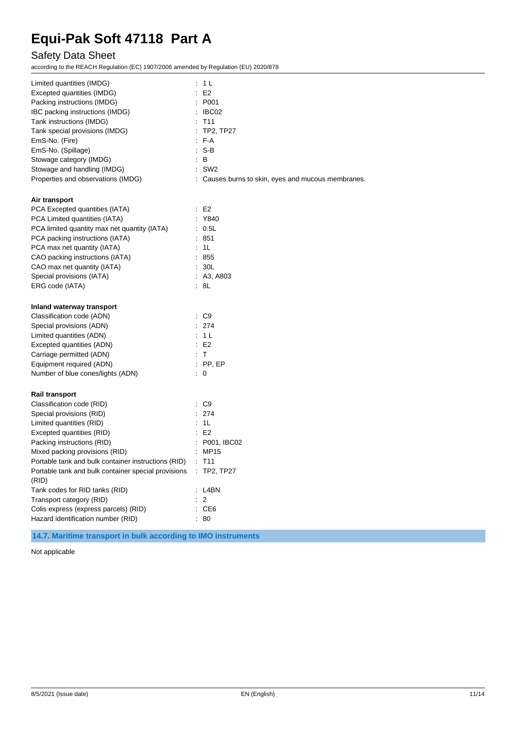| | |
|---|---|
| Limited quantities (IMDG) | : 1 L |
| Excepted quantities (IMDG) | : E2 |
| Packing instructions (IMDG) | : P001 |
| IBC packing instructions (IMDG) | : IBC02 |
| Tank instructions (IMDG) | : T11 |
| Tank special provisions (IMDG) | : TP2, TP27 |
| EmS-No. (Fire) | : F-A |
| EmS-No. (Spillage) | : S-B |
| Stowage category (IMDG) | : B |
| Stowage and handling (IMDG) | : SW2 |
| Properties and observations (IMDG) | : Causes burns to skin, eyes and mucous membranes. |

**Air transport**

| | |
|---|---|
| PCA Excepted quantities (IATA) | : E2 |
| PCA Limited quantities (IATA) | : Y840 |
| PCA limited quantity max net quantity (IATA) | : 0.5L |
| PCA packing instructions (IATA) | : 851 |
| PCA max net quantity (IATA) | : 1L |
| CAO packing instructions (IATA) | : 855 |
| CAO max net quantity (IATA) | : 30L |
| Special provisions (IATA) | : A3, A803 |
| ERG code (IATA) | : 8L |

**Inland waterway transport**

| | |
|---|---|
| Classification code (ADN) | : C9 |
| Special provisions (ADN) | : 274 |
| Limited quantities (ADN) | : 1 L |
| Excepted quantities (ADN) | : E2 |
| Carriage permitted (ADN) | : T |
| Equipment required (ADN) | : PP, EP |
| Number of blue cones/lights (ADN) | : 0 |

**Rail transport**

| | |
|---|---|
| Classification code (RID) | : C9 |
| Special provisions (RID) | : 274 |
| Limited quantities (RID) | : 1L |
| Excepted quantities (RID) | : E2 |
| Packing instructions (RID) | : P001, IBC02 |
| Mixed packing provisions (RID) | : MP15 |
| Portable tank and bulk container instructions (RID) | : T11 |
| Portable tank and bulk container special provisions (RID) | : TP2, TP27 |
| Tank codes for RID tanks (RID) | : L4BN |
| Transport category (RID) | : 2 |
| Colis express (express parcels) (RID) | : CE6 |
| Hazard identification number (RID) | : 80 |

## 14.7. Maritime transport in bulk according to IMO instruments

Not applicable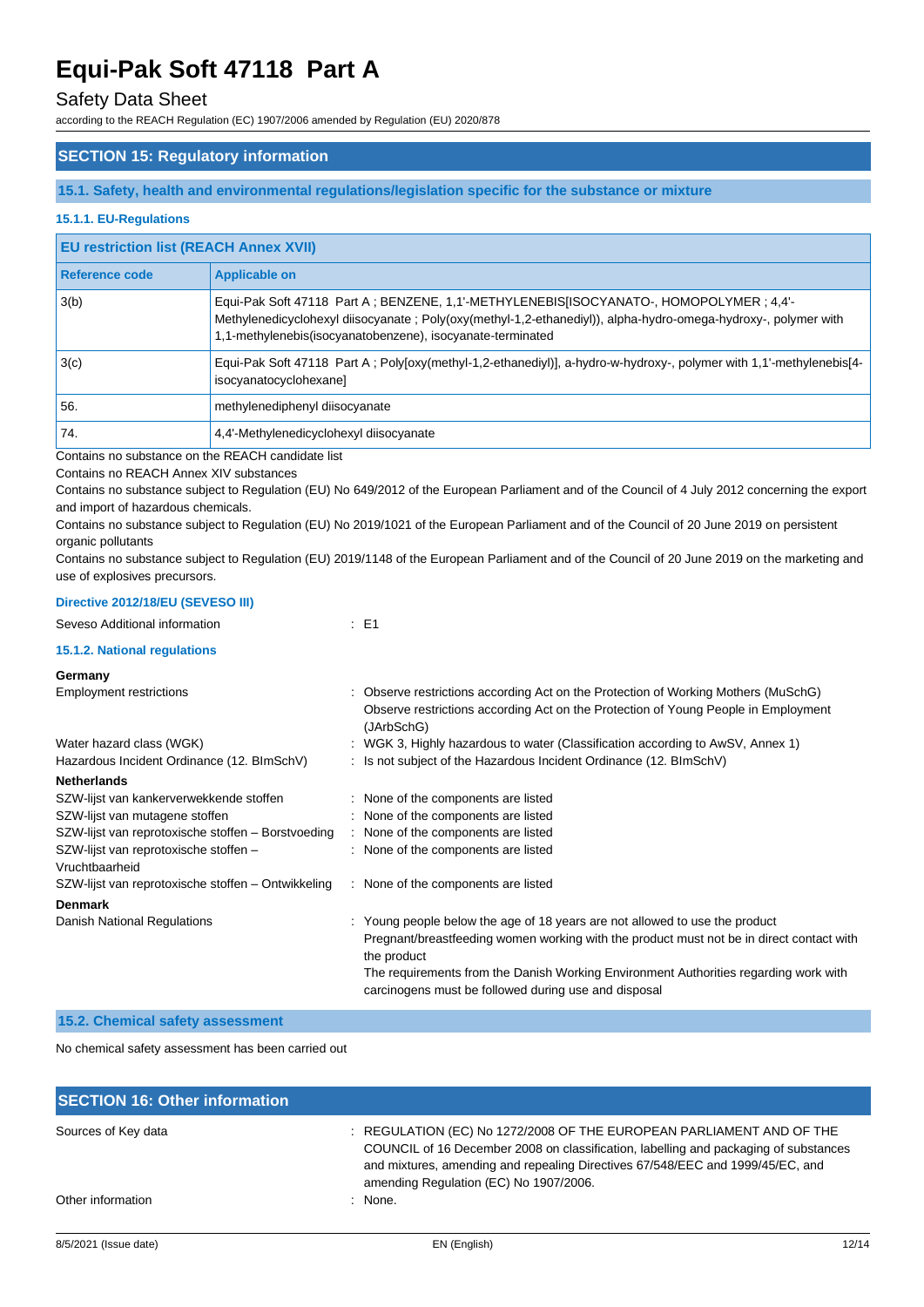## SECTION 15: Regulatory information

### 15.1. Safety, health and environmental regulations/legislation specific for the substance or mixture

#### 15.1.1. EU-Regulations

**EU restriction list (REACH Annex XVII)**

| Reference code | Applicable on |
|---|---|
| 3(b) | Equi-Pak Soft 47118 Part A ; BENZENE, 1,1'-METHYLENEBIS[ISOCYANATO-, HOMOPOLYMER ; 4,4'-Methylenedicyclohexyl diisocyanate ; Poly(oxy(methyl-1,2-ethanediyl)), alpha-hydro-omega-hydroxy-, polymer with 1,1-methylenebis(isocyanatobenzene), isocyanate-terminated |
| 3(c) | Equi-Pak Soft 47118 Part A ; Poly[oxy(methyl-1,2-ethanediyl)], a-hydro-w-hydroxy-, polymer with 1,1'-methylenebis[4-isocyanatocyclohexane] |
| 56. | methylenediphenyl diisocyanate |
| 74. | 4,4'-Methylenedicyclohexyl diisocyanate |

Contains no substance on the REACH candidate list

Contains no REACH Annex XIV substances

Contains no substance subject to Regulation (EU) No 649/2012 of the European Parliament and of the Council of 4 July 2012 concerning the export and import of hazardous chemicals.

Contains no substance subject to Regulation (EU) No 2019/1021 of the European Parliament and of the Council of 20 June 2019 on persistent organic pollutants

Contains no substance subject to Regulation (EU) 2019/1148 of the European Parliament and of the Council of 20 June 2019 on the marketing and use of explosives precursors.

**Directive 2012/18/EU (SEVESO III)**

Seveso Additional information : E1

#### 15.1.2. National regulations

**Germany**

Employment restrictions : Observe restrictions according Act on the Protection of Working Mothers (MuSchG)
Observe restrictions according Act on the Protection of Young People in Employment (JArbSchG)

Water hazard class (WGK) : WGK 3, Highly hazardous to water (Classification according to AwSV, Annex 1)

Hazardous Incident Ordinance (12. BImSchV) : Is not subject of the Hazardous Incident Ordinance (12. BImSchV)

**Netherlands**

SZW-lijst van kankerverwekkende stoffen : None of the components are listed

SZW-lijst van mutagene stoffen : None of the components are listed

SZW-lijst van reprotoxische stoffen – Borstvoeding : None of the components are listed

SZW-lijst van reprotoxische stoffen – Vruchtbaarheid : None of the components are listed

SZW-lijst van reprotoxische stoffen – Ontwikkeling : None of the components are listed

**Denmark**

Danish National Regulations : Young people below the age of 18 years are not allowed to use the product
Pregnant/breastfeeding women working with the product must not be in direct contact with the product
The requirements from the Danish Working Environment Authorities regarding work with carcinogens must be followed during use and disposal

### 15.2. Chemical safety assessment

No chemical safety assessment has been carried out

## SECTION 16: Other information

Sources of Key data : REGULATION (EC) No 1272/2008 OF THE EUROPEAN PARLIAMENT AND OF THE COUNCIL of 16 December 2008 on classification, labelling and packaging of substances and mixtures, amending and repealing Directives 67/548/EEC and 1999/45/EC, and amending Regulation (EC) No 1907/2006.

Other information : None.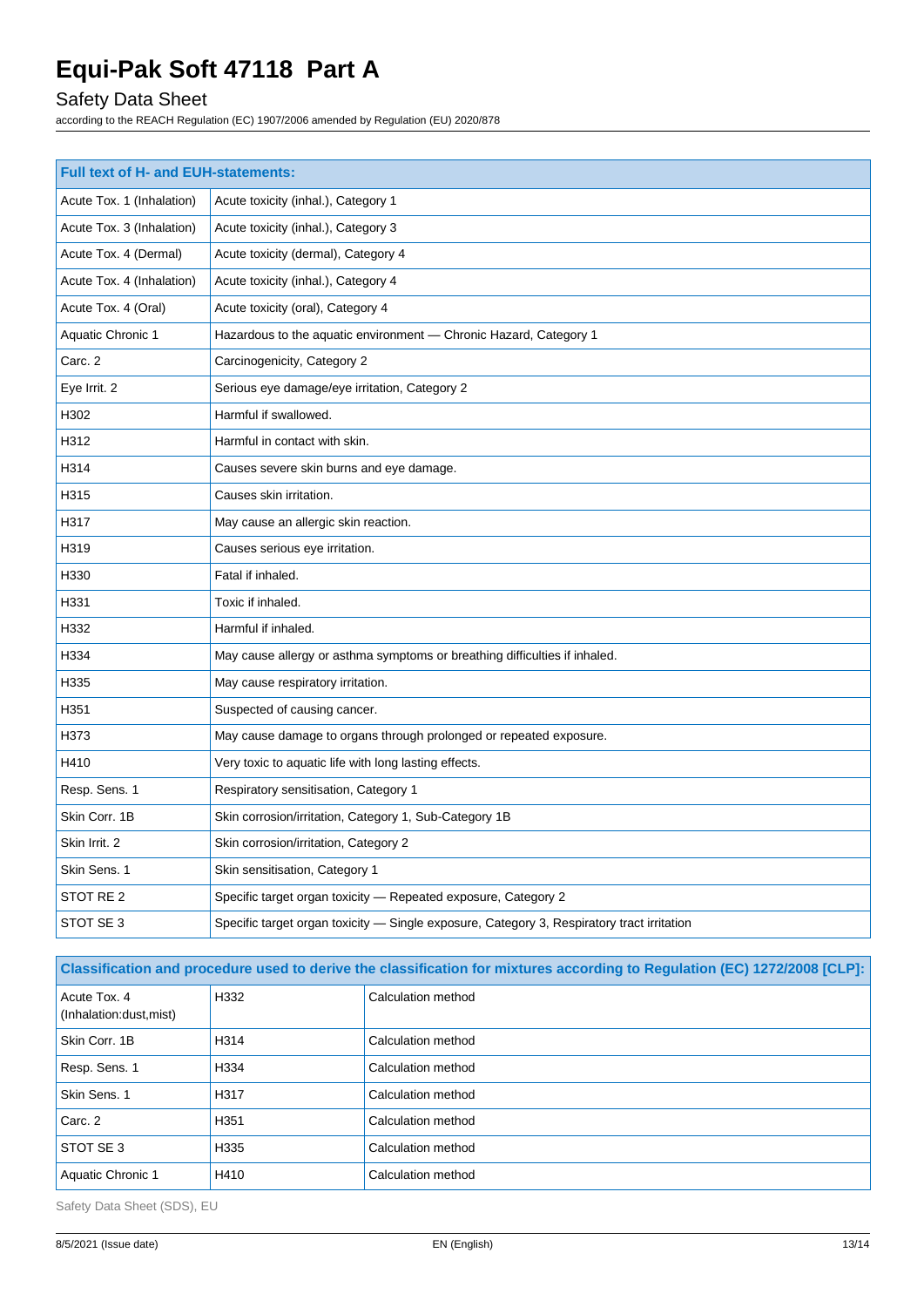| Full text of H- and EUH-statements: | |
|---|---|
| Acute Tox. 1 (Inhalation) | Acute toxicity (inhal.), Category 1 |
| Acute Tox. 3 (Inhalation) | Acute toxicity (inhal.), Category 3 |
| Acute Tox. 4 (Dermal) | Acute toxicity (dermal), Category 4 |
| Acute Tox. 4 (Inhalation) | Acute toxicity (inhal.), Category 4 |
| Acute Tox. 4 (Oral) | Acute toxicity (oral), Category 4 |
| Aquatic Chronic 1 | Hazardous to the aquatic environment — Chronic Hazard, Category 1 |
| Carc. 2 | Carcinogenicity, Category 2 |
| Eye Irrit. 2 | Serious eye damage/eye irritation, Category 2 |
| H302 | Harmful if swallowed. |
| H312 | Harmful in contact with skin. |
| H314 | Causes severe skin burns and eye damage. |
| H315 | Causes skin irritation. |
| H317 | May cause an allergic skin reaction. |
| H319 | Causes serious eye irritation. |
| H330 | Fatal if inhaled. |
| H331 | Toxic if inhaled. |
| H332 | Harmful if inhaled. |
| H334 | May cause allergy or asthma symptoms or breathing difficulties if inhaled. |
| H335 | May cause respiratory irritation. |
| H351 | Suspected of causing cancer. |
| H373 | May cause damage to organs through prolonged or repeated exposure. |
| H410 | Very toxic to aquatic life with long lasting effects. |
| Resp. Sens. 1 | Respiratory sensitisation, Category 1 |
| Skin Corr. 1B | Skin corrosion/irritation, Category 1, Sub-Category 1B |
| Skin Irrit. 2 | Skin corrosion/irritation, Category 2 |
| Skin Sens. 1 | Skin sensitisation, Category 1 |
| STOT RE 2 | Specific target organ toxicity — Repeated exposure, Category 2 |
| STOT SE 3 | Specific target organ toxicity — Single exposure, Category 3, Respiratory tract irritation |

| Classification and procedure used to derive the classification for mixtures according to Regulation (EC) 1272/2008 [CLP]: | | |
|---|---|---|
| Acute Tox. 4 (Inhalation:dust,mist) | H332 | Calculation method |
| Skin Corr. 1B | H314 | Calculation method |
| Resp. Sens. 1 | H334 | Calculation method |
| Skin Sens. 1 | H317 | Calculation method |
| Carc. 2 | H351 | Calculation method |
| STOT SE 3 | H335 | Calculation method |
| Aquatic Chronic 1 | H410 | Calculation method |

Safety Data Sheet (SDS), EU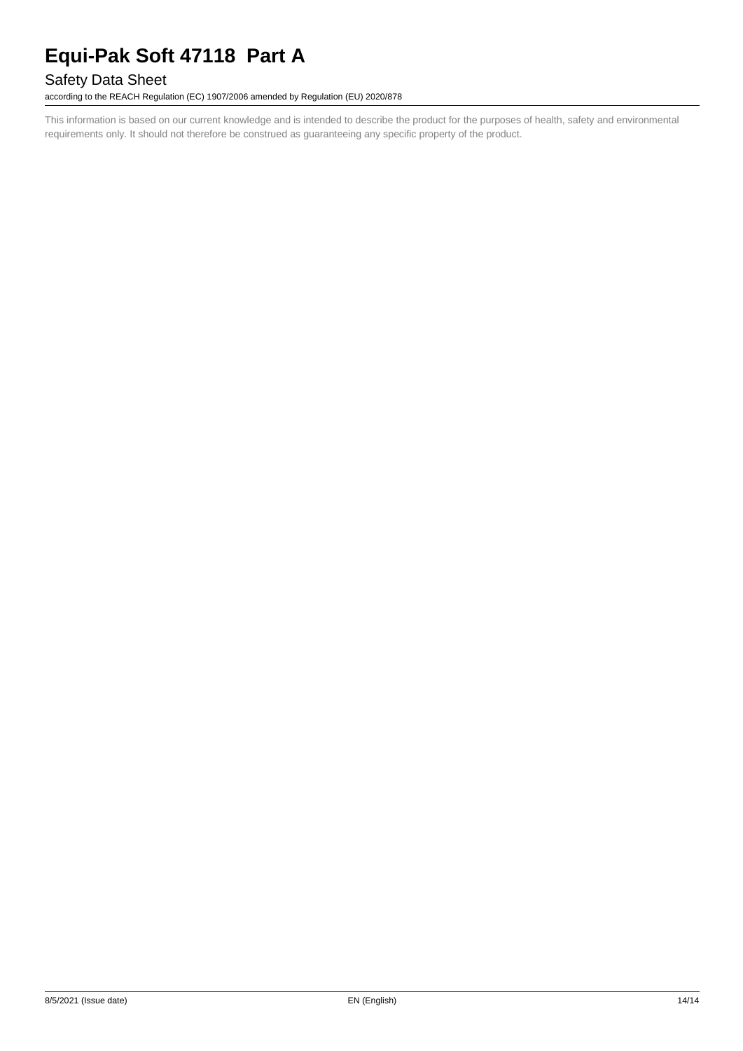This information is based on our current knowledge and is intended to describe the product for the purposes of health, safety and environmental requirements only. It should not therefore be construed as guaranteeing any specific property of the product.